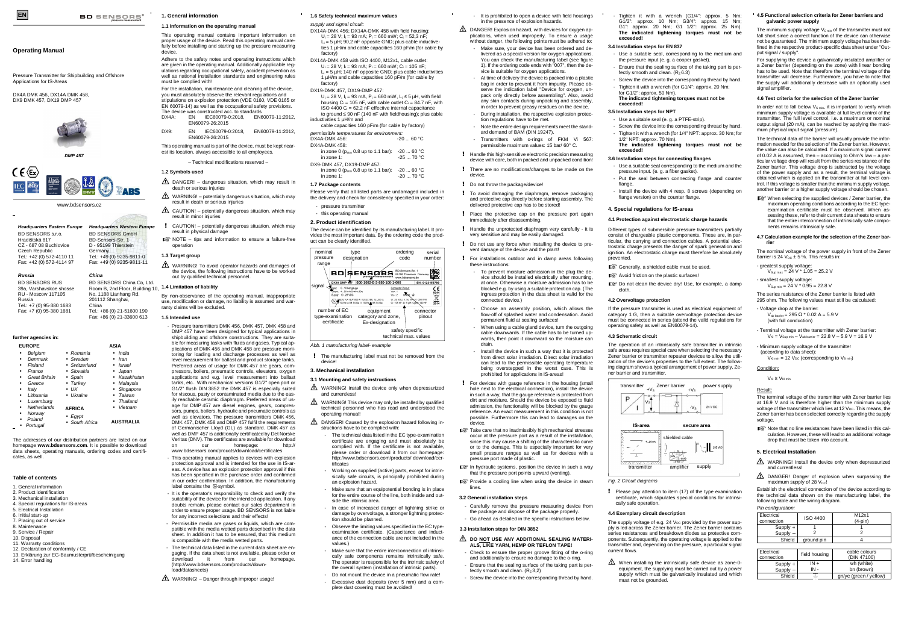EN

# Operating Manual

Pressure Transmitter for Shipbuilding and Offshore Applications for IS-Areas

DX4A DMK 456, DX14A DMK 458, DX9 DMK 457, DX19 DMP 457

*DMP 457*

www.bdsensors.cz

**Headquarters Eastern Europe**
BD SENSORS s.r.o.
Hradišťská 817
CZ - 687 08 Buchlovice
Czech Republic
Tel.: +42 (0) 572-4110 11
Fax: +42 (0) 572-4114 97

**Headquarters Western Europe**
BD SENSORS GmbH
BD-Sensors-Str. 1
D - 95199 Thierstein
Germany
Tel.: +49 (0) 9235-9811-0
Fax: +49 (0) 9235-9811-11

**Russia**
BD SENSORS RUS
39a, Varshavskoe shosse
RU - Moscow 117105
Russia
Tel.: +7 (0) 95-380 1683
Fax: +7 (0) 95-380 1681

**China**
BD SENSORS China Co, Ltd.
Room B, 2nd Floor, Building 10,
No. 1188 Lianhang Rd.
201112 Shanghai,
China
Tel.: +86 (0) 21-51600 190
Fax: +86 (0) 21-33600 613

**further agencies in:**

**EUROPE**
- Belgium
- Denmark
- Finland
- France
- Great Britain
- Greece
- Italy
- Lithuania
- Luxemburg
- Netherlands
- Norway
- Poland
- Portugal
- Romania
- Sweden
- Switzerland
- Slovakia
- Spain
- Turkey
- UK
- Ukraine

**AFRICA**
- Egypt
- South Africa

**ASIA**
- India
- Iran
- Israel
- Japan
- Kazakhstan
- Malaysia
- Singapore
- Taiwan
- Thailand
- Vietnam

**AUSTRALIA**

The addresses of our distribution partners are listed on our homepage **www.bdsensors.com**. It is possible to download data sheets, operating manuals, ordering codes and certificates, as well.

## Table of contents

1. General information
2. Product identification
3. Mechanical installation
4. Special regulations for IS-areas
5. Electrical Installation
6. Initial start-up
7. Placing out of service
8. Maintenance
9. Service / Repair
10. Disposal
11. Warranty conditions
12. Declaration of conformity / CE
13. Erklärung zur EG-Baumusterprüfbescheinigung
14. Error handling

## 1. General information

### 1.1 Information on the operating manual

This operating manual contains important information on proper usage of the device. Read this operating manual carefully before installing and starting up the pressure measuring device.

Adhere to the safety notes and operating instructions which are given in the operating manual. Additionally applicable regulations regarding occupational safety, accident prevention as well as national installation standards and engineering rules must be complied with!

For the installation, maintenance and cleaning of the device, you must absolutely observe the relevant regulations and stipulations on explosion protection (VDE 0160, VDE 0165 or EN 60079-14) as well as the occupational safety provisions. The device was constructed acc. to standards

DX4A: EN IEC60079-0:2018, EN60079-11:2012, EN60079-26:2015

DX9: EN IEC60079-0:2018, EN60079-11:2012, EN60079-26:2015

This operating manual is part of the device, must be kept nearest its location, always accessible to all employees.

– Technical modifications reserved –

### 1.2 Symbols used

⚠ DANGER! – dangerous situation, which may result in death or serious injuries

⚠ WARNING! – potentially dangerous situation, which may result in death or serious injuries

⚠ CAUTION! – potentially dangerous situation, which may result in minor injuries

! CAUTION! – potentially dangerous situation, which may result in physical damage

☞ NOTE – tips and information to ensure a failure-free operation

### 1.3 Target group

⚠ WARNING! To avoid operator hazards and damages of the device, the following instructions have to be worked out by qualified technical personnel.

### 1.4 Limitation of liability

By non-observance of the operating manual, inappropriate use, modification or damage, no liability is assumed and warranty claims will be excluded.

### 1.5 Intended use

- Pressure transmitters DMK 456, DMK 457, DMK 458 and DMP 457 have been designed for typical applications in shipbuilding and offshore constructions. They are suitable for measuring tasks with fluids and gases. Typical applications of DMK 456 and DMK 458 are pressure monitoring for loading and discharge processes as well as level measurement for ballast and product storage tanks. Preferred areas of usage for DMK 457 are gears, compressors, boilers, pneumatic controls, elevators, oxygen applications and e.g. level measurement into ballast tanks, etc.. With mechanical versions G1/2" open port or G1/2" flush DIN 3852 the DMK 457 is especially suited for viscous, pasty or contaminated media due to the easily reachable ceramic diaphragm. Preferred areas of usage for DMP 457 are diesel engines, gears, compressors, pumps, boilers, hydraulic and pneumatic controls as well as elevators. The pressure transmitters DMK 456, DMK 457, DMK 458 and DMP 457 fulfil the requirements of Germanischer Lloyd (GL) as standard. DMK 457 as well as DMP 457 is additionally certificated by Det Norske Veritas (DNV). The certificates are available for download on our homepage: http://www.bdsensors.com/proucts/download/certificates
- This operating manual applies to devices with explosion protection approval and is intended for the use in IS-areas. A device has an explosion protection approval if this has been specified in the purchase order and confirmed in our order confirmation. In addition, the manufacturing label contains the ⓔx-symbol.
- It is the operator's responsibility to check and verify the suitability of the device for the intended application. If any doubts remain, please contact our sales department in order to ensure proper usage. BD SENSORS is not liable for any incorrect selections and their effects!
- Permissible media are gases or liquids, which are compatible with the media wetted parts described in the data sheet. In addition it has to be ensured, that this medium is compatible with the media wetted parts.
- The technical data listed in the current data sheet are engaging. If the data sheet is not available, please order or download it from our homepage. (http://www.bdsensors.com/products/download/datasheets)

⚠ WARNING! – Danger through improper usage!

### 1.6 Safety technical maximum values

*supply and signal circuit:*

DX14A-DMK 456; DX14A-DMK 458 with field housing:
$U_i$ = 28 V; $I_i$ = 93 mA; $P_i$ = 660 mW; $C_i$ ≈ 52,3 nF; $L_i$ = 5 µH; 90,2 nF opposite GND; plus cable inductivities 1 µH/m and cable capacities 160 pF/m (for cable by factory)

DX14A-DMK 458 with ISO 4400, M12x1, cable outlet:
$U_i$ = 28 V; $I_i$ = 93 mA; $P_i$ = 660 mW; $C_i$ = 105 nF; $L_i$ = 5 µH; 140 nF opposite GND; plus cable inductivities 1 µH/m and cable capacities 160 pF/m (for cable by factory)

DX19-DMK 457, DX19-DMP 457:
$U_i$ = 28 V, $I_i$ = 93 mA, $P_i$ = 660 mW, $L_i$ ≤ 5 µH, with field housing $C_i$ = 105 nF, with cable outlet $C_i$ = 84.7 nF, with ISO 4400 $C_i$ = 62.2 nF effective internal capacitance to ground ≤ 90 nF (140 nF with fieldhousing); plus cable inductivities 1 µH/m and cable capacities 160 pF/m (for cable by factory)

*permissible temperatures for environment:*

DX4A-DMK 456: -20 ... 60 °C

DX4A-DMK 458:
in zone 0 ($p_{atm}$ 0.8 up to 1.1 bar): -20 ... 60 °C
in zone 1: -25 ... 70 °C

DX9-DMK 457, DX19-DMP 457:
in zone 0 ($p_{atm}$ 0.8 up to 1.1 bar): -20 ... 60 °C
in zone 1: -20 ... 70 °C

### 1.7 Package contents

Please verify that all listed parts are undamaged included in the delivery and check for consistency specified in your order:

- pressure transmitter
- this operating manual

## 2. Product identification

The device can be identified by its manufacturing label. It provides the most important data. By the ordering code the product can be clearly identified.

*Abb. 1 manufacturing label- example* (labels: nominal pressure range, type designation, ordering code, serial number, signal, number of EC type-examination certificate, equipment category and zone, Ex-designation, connector pinout, safety specific technical max. values)

! The manufacturing label must not be removed from the device!

## 3. Mechanical installation

### 3.1 Mounting and safety instructions

⚠ WARNING! Install the device only when depressurized and currentless!

⚠ WARNING! This device may only be installed by qualified technical personnel who has read and understood the operating manual!

⚠ DANGER! Caused by the explosion hazard following instructions have to be complied with:

- The technical data listed in the EC type-examination certificate are engaging and must absolutely be complied with. If the certificate is not available, please order or download it from our homepage: http://www.bdsensors.com/products/ download/certificates
- Working on supplied (active) parts, except for intrinsically safe circuits, is principally prohibited during an explosion hazard.
- Make sure that an equipotential bonding is in place for the entire course of the line, both inside and outside the intrinsic area.
- In case of increased danger of lightning strike or damage by overvoltage, a stronger lightning protection should be planned.
- Observe the limiting values specified in the EC type-examination certificate. (Capacitance and inductance of the connection cable are not included in the values.)
- Make sure that the entire interconnection of intrinsically safe components remains intrinsically safe. The operator is responsible for the intrinsic safety of the overall system (installation of intrinsic parts).
- Do not mount the device in a pneumatic flow rate!
- Excessive dust deposits (over 5 mm) and a complete dust covering must be avoided!
- It is prohibited to open a device with field housings in the presence of explosion hazards.

⚠ DANGER! Explosion hazard, with devices for oxygen applications, when used improperly. To ensure a usage without danger, the following points must be observed:

- Make sure, your device has been ordered and delivered as a special version for oxygen applications. You can check the manufacturing label (see figure 1). If the ordering code ends with "007", then the device is suitable for oxygen applications.
- At time of delivery the device is packed into a plastic bag in order to prevent it from impurity. Please observe the indication label "Device for oxygen, unpack only directly before assembling". Also, avoid any skin contacts during unpacking and assembly, in order to prevent greasy residues on the device.
- During installation, the respective explosion protection regulations have to be met.
- Note the entire design requirements meet the standard demand of BAM (DIN 19247).
- Transmitters with o-rings of FKM Vi 567: permissible maximum values: 15 bar/ 60° C.

! Handle this high-sensitive electronic precision measuring device with care, both in packed and unpacked condition!

! There are no modifications/changes to be made on the device.

! Do not throw the package/device!

! To avoid damaging the diaphragm, remove packaging and protective cap directly before starting assembly. The delivered protective cap has to be stored!

! Place the protective cap on the pressure port again immediately after disassembling.

! Handle the unprotected diaphragm very carefully - it is very sensitive and may be easily damaged.

! Do not use any force when installing the device to prevent damage of the device and the plant!

! For installations outdoor and in damp areas following these instructions:

- To prevent moisture admission in the plug the device should be installed electrically after mounting, at once. Otherwise a moisture admission has to be blocked e.g. by using a suitable protection cap. (The ingress protection in the data sheet is valid for the connected device.)
- Choose an assembly position, which allows the flow-off of splashed water and condensation. Avoid permanent fluid at sealing surfaces!
- When using a cable gland device, turn the outgoing cable downwards. If the cable has to be turned upwards, then point it downward so the moisture can drain.
- Install the device in such a way that it is protected from direct solar irradiation. Direct solar irradiation can lead to the permissible operating temperature being overstepped in the worst case. This is prohibited for applications in IS-areas!

! For devices with gauge reference in the housing (small hole next to the electrical connection), install the device in such a way, that the gauge reference is protected from dirt and moisture. Should the device be exposed to fluid admission, the functionality will be blocked by the gauge reference. An exact measurement in this condition is not possible. Furthermore this can lead to damages on the device.

☞ Take care that no inadmissibly high mechanical stresses occur at the pressure port as a result of the installation, since this may cause a shifting of the characteristic curve or to the damage. This is especially important for very small pressure ranges as well as for devices with a pressure port made of plastic.

☞ In hydraulic systems, position the device in such a way that the pressure port points upward (venting).

☞ Provide a cooling line when using the device in steam lines.

### 3.2 General installation steps

- Carefully remove the pressure measuring device from the package and dispose of the package properly.
- Go ahead as detailed in the specific instructions below.

### 3.3 Installation steps for DIN 3852

⚠ **DO NOT USE ANY ADDITIONAL SEALING MATERIALS, LIKE YARN, HEMP OR TEFLON TAPE!**

- Check to ensure the proper groove fitting of the o-ring and additionally to ensure no damage to the o-ring.
- Ensure that the sealing surface of the taking part is perfectly smooth and clean. ($R_z$ 3.2)
- Screw the device into the corresponding thread by hand.
- Tighten it with a wrench (G1/4": approx. 5 Nm; G1/2": approx. 10 Nm; G3/4": approx. 15 Nm; G1": approx. 20 Nm; G1 1/2": approx. 25 Nm). **The indicated tightening torques must not be exceeded!**

### 3.4 Installation steps for EN 837

- Use a suitable seal, corresponding to the medium and the pressure input (e. g. a cooper gasket).
- Ensure that the sealing surface of the taking part is perfectly smooth and clean. ($R_z$ 6.3)
- Screw the device into the corresponding thread by hand.
- Tighten it with a wrench (for G1/4": approx. 20 Nm; for G1/2": approx. 50 Nm).

**The indicated tightening torques must not be exceeded!**

### 3.5 Installation steps for NPT

- Use a suitable seal (e. g. a PTFE-strip).
- Screw the device into the corresponding thread by hand.
- Tighten it with a wrench (for 1/4" NPT: approx. 30 Nm; for 1/2" NPT: approx. 70 Nm).

**The indicated tightening torques must not be exceeded!**

### 3.6 Installation steps for connecting flanges

- Use a suitable seal corresponding to the medium and the pressure input. (e. g. a fiber gasket).
- Put the seal between connecting flange and counter flange.
- Install the device with 4 resp. 8 screws (depending on flange version) on the counter flange.

## 4. Special regulations for IS-areas

### 4.1 Protection against electrostatic charge hazards

Different types of submersible pressure transmitters partially consist of chargeable plastic components. These are, in particular, the carrying and connection cables. A potential electrostatic charge presents the danger of spark generation and ignition. An electrostatic charge must therefore be absolutely prevented.

☞ Generally, a shielded cable must be used.

☞ Avoid friction on the plastic surfaces!

☞ Do not clean the device dry! Use, for example, a damp cloth.

### 4.2 Overvoltage protection

If the pressure transmitter is used as electrical equipment of category 1 G, then a suitable overvoltage protection device must be connected in series (attend the valid regulations for operating safety as well as EN60079-14).

### 4.3 Schematic circuit

The operation of an intrinsically safe transmitter in intrinsic safe areas requires special care when selecting the necessary Zener barrier or transmitter repeater devices to allow the utilization of the device's properties to the full extent. The following diagram shows a typical arrangement of power supply, Zener barrier and transmitter.

*Fig. 2 Circuit diagrams*

! Please pay attention to item (17) of the type examination certificate, which stipulates special conditions for intrinsically safe operation.

### 4.4 Exemplary circuit description

The supply voltage of e.g. 24 $V_{DC}$ provided by the power supply is led across the Zener barrier. The Zener barrier contains series resistances and breakdown diodes as protective components. Subsequently, the operating voltage is applied to the transmitter and, depending on the pressure, a particular signal current flows.

⚠ When installing the intrinsically safe device as zone-0-equipment, the supplying must be carried out by a power supply which must be galvanically insulated and which must not be grounded.

### 4.5 Functional selection criteria for Zener barriers and galvanic power supply

The minimum supply voltage $V_{S\,min}$ of the transmitter must not fall short since a correct function of the device can otherwise not be guaranteed. The minimum supply voltage has been defined in the respective product-specific data sheet under "Output signal / supply".

For supplying the device a galvanically insulated amplifier or a Zener barrier (depending on the zone) with linear loading has to be used. Note that therefore the terminal voltage of the transmitter will decrease. Furthermore, you have to note that the supply will additionally decrease with an optionally used signal amplifier.

### 4.6 Test criteria for the selection of the Zener barrier

In order not to fall below $V_{S\,min}$, it is important to verify which minimum supply voltage is available at full level control of the transmitter. The full level control, i.e. a maximum or nominal output signal (20 mA), can be reached by applying the maximum physical input signal (pressure).

The technical data of the barrier will usually provide the information needed for the selection of the Zener barrier. However, the value can also be calculated. If a maximum signal current of 0.02 A is assumed, then – according to Ohm's law – a particular voltage drop will result from the series resistance of the Zener barrier. This voltage drop is subtracted by the voltage of the power supply and as a result, the terminal voltage is obtained which is applied on the transmitter at full level control. If this voltage is smaller than the minimum supply voltage, another barrier or a higher supply voltage should be chosen.

☞ When selecting the supplied devices / Zener barrier, the maximum operating conditions according to the EC type-examination certificate must be observed. When assessing these, refer to their current data sheets to ensure that the entire interconnection of intrinsically safe components remains intrinsically safe.

### 4.7 Calculation example for the selection of the Zener barrier

The nominal voltage of the power supply in front of the Zener barrier is 24 $V_{DC}$ ± 5 %. This results in:

- greatest supply voltage:
  $V_{Sup\,max}$ = 24 V * 1.05 = 25.2 V
- smallest supply voltage:
  $V_{Sup\,min}$ = 24 V * 0.95 = 22.8 V

The series resistance of the Zener barrier is listed with 295 ohm. The following values must still be calculated:

- Voltage drop at the barrier:
  $V_{ab\,barrier}$ = 295 Ω * 0.02 A = 5.9 V
  (with full conduction)
- Terminal voltage at the transmitter with Zener barrier:
  $V_S = V_{Sup\,min} - V_{ab\,barrier}$ = 22.8 V – 5.9 V = 16.9 V
- Minimum supply voltage of the transmitter
  (according to data sheet):
  $V_{S\,min}$ = 12 $V_{DC}$ (corresponding to $V_{B\,min}$)

Condition:

$V_S \geq V_{S\,min}$

Result:

The terminal voltage of the transmitter with Zener barrier lies at 16.9 V and is therefore higher than the minimum supply voltage of the transmitter which lies at 12 $V_{DC}$. This means, the Zener barrier has been selected correctly regarding the supply voltage.

☞ Note that no line resistances have been listed in this calculation. However, these will lead to an additional voltage drop that must be taken into account.

## 5. Electrical Installation

⚠ WARNING! Install the device only when depressurized and currentless!

⚠ DANGER! Danger of explosion when surpassing the maximum supply of 28 $V_{DC}$!

Establish the electrical connection of the device according to the technical data shown on the manufacturing label, the following table and the wiring diagram.

*Pin configuration:*

| Electrical connection | ISO 4400 | M12x1 (4-pin) |
|---|---|---|
| Supply + | 1 | 1 |
| Supply – | 2 | 2 |
| Shield | ground pin | 4 |

| Electrical connection | field housing | cable colours (DIN 47100) |
|---|---|---|
| Supply + | IN + | wh (white) |
| Supply – | IN - | bn (brown) |
| Shield | ⏚ | gn/ye (green / yellow) |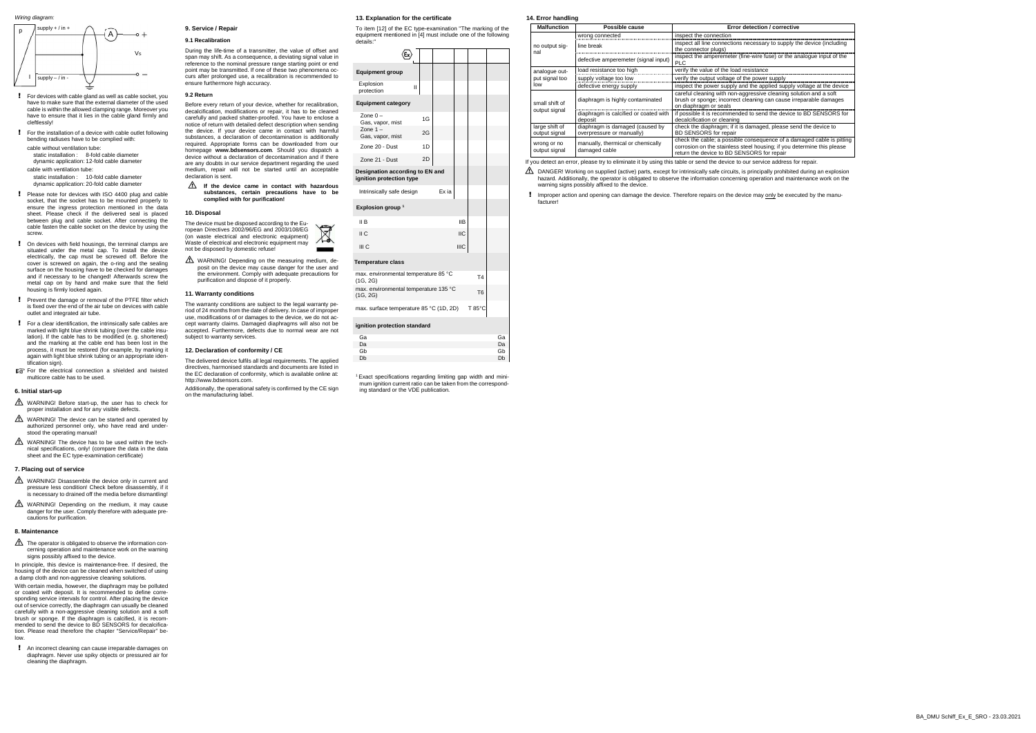*Wiring diagram:*

p
supply + / in +
A
+
Vs
I
supply – / in -
–

! For devices with cable gland as well as cable socket, you have to make sure that the external diameter of the used cable is within the allowed clamping range. Moreover you have to ensure that it lies in the cable gland firmly and cleftlessly!

! For the installation of a device with cable outlet following bending radiuses have to be complied with:

cable without ventilation tube:
 static installation : 8-fold cable diameter
 dynamic application: 12-fold cable diameter

cable with ventilation tube:
 static installation : 10-fold cable diameter
 dynamic application: 20-fold cable diameter

! Please note for devices with ISO 4400 plug and cable socket, that the socket has to be mounted properly to ensure the ingress protection mentioned in the data sheet. Please check if the delivered seal is placed between plug and cable socket. After connecting the cable fasten the cable socket on the device by using the screw.

! On devices with field housings, the terminal clamps are situated under the metal cap. To install the device electrically, the cap must be screwed off. Before the cover is screwed on again, the o-ring and the sealing surface on the housing have to be checked for damages and if necessary to be changed! Afterwards screw the metal cap on by hand and make sure that the field housing is firmly locked again.

! Prevent the damage or removal of the PTFE filter which is fixed over the end of the air tube on devices with cable outlet and integrated air tube.

! For a clear identification, the intrinsically safe cables are marked with light blue shrink tubing (over the cable insulation). If the cable has to be modified (e. g. shortened) and the marking at the cable end has been lost in the process, it must be restored (for example, by marking it again with light blue shrink tubing or an appropriate identification sign).

☞ For the electrical connection a shielded and twisted multicore cable has to be used.

### 6. Initial start-up

⚠ WARNING! Before start-up, the user has to check for proper installation and for any visible defects.

⚠ WARNING! The device can be started and operated by authorized personnel only, who have read and understood the operating manual!

⚠ WARNING! The device has to be used within the technical specifications, only! (compare the data in the data sheet and the EC type-examination certificate)

### 7. Placing out of service

⚠ WARNING! Disassemble the device only in current and pressure less condition! Check before disassembly, if it is necessary to drained off the media before dismantling!

⚠ WARNING! Depending on the medium, it may cause danger for the user. Comply therefore with adequate precautions for purification.

### 8. Maintenance

⚠ The operator is obligated to observe the information concerning operation and maintenance work on the warning signs possibly affixed to the device.

In principle, this device is maintenance-free. If desired, the housing of the device can be cleaned when switched of using a damp cloth and non-aggressive cleaning solutions.

With certain media, however, the diaphragm may be polluted or coated with deposit. It is recommended to define corresponding service intervals for control. After placing the device out of service correctly, the diaphragm can usually be cleaned carefully with a non-aggressive cleaning solution and a soft brush or sponge. If the diaphragm is calcified, it is recommended to send the device to BD SENSORS for decalcification. Please read therefore the chapter "Service/Repair" below.

! An incorrect cleaning can cause irreparable damages on diaphragm. Never use spiky objects or pressured air for cleaning the diaphragm.

### 9. Service / Repair

#### 9.1 Recalibration

During the life-time of a transmitter, the value of offset and span may shift. As a consequence, a deviating signal value in reference to the nominal pressure range starting point or end point may be transmitted. If one of these two phenomena occurs after prolonged use, a recalibration is recommended to ensure furthermore high accuracy.

#### 9.2 Return

Before every return of your device, whether for recalibration, decalcification, modifications or repair, it has to be cleaned carefully and packed shatter-proofed. You have to enclose a notice of return with detailed defect description when sending the device. If your device came in contact with harmful substances, a declaration of decontamination is additionally required. Appropriate forms can be downloaded from our homepage **www.bdsensors.com**. Should you dispatch a device without a declaration of decontamination and if there are any doubts in our service department regarding the used medium, repair will not be started until an acceptable declaration is sent.

⚠ **If the device came in contact with hazardous substances, certain precautions have to be complied with for purification!**

### 10. Disposal

The device must be disposed according to the European Directives 2002/96/EG and 2003/108/EG (on waste electrical and electronic equipment). Waste of electrical and electronic equipment may not be disposed by domestic refuse!

⚠ WARNING! Depending on the measuring medium, deposit on the device may cause danger for the user and the environment. Comply with adequate precautions for the purification and dispose of it properly.

### 11. Warranty conditions

The warranty conditions are subject to the legal warranty period of 24 months from the date of delivery. In case of improper use, modifications of or damages to the device, we do not accept warranty claims. Damaged diaphragms will also not be accepted. Furthermore, defects due to normal wear are not subject to warranty services.

### 12. Declaration of conformity / CE

The delivered device fulfils all legal requirements. The applied directives, harmonised standards and documents are listed in the EC declaration of conformity, which is available online at: http://www.bdsensors.com.

Additionally, the operational safety is confirmed by the CE sign on the manufacturing label.

### 13. Explanation for the certificate

To item [12] of the EC type-examination "The marking of the equipment mentioned in [4] must include one of the following details:"

| Ex | | | | | |
|---|---|---|---|---|---|
| **Equipment group** | | | | | |
| Explosion protection | II | | | | |
| **Equipment category** | | | | | |
| Zone 0 – Gas, vapor, mist | 1G | | | | |
| Zone 1 – Gas, vapor, mist | 2G | | | | |
| Zone 20 - Dust | 1D | | | | |
| Zone 21 - Dust | 2D | | | | |
| **Designation according to EN and ignition protection type** | | | | | |
| Intrinsically safe design | | Ex ia | | | |
| **Explosion group** [1] | | | | | |
| II B | | | IIB | | |
| II C | | | IIC | | |
| III C | | | IIIC | | |
| **Temperature class** | | | | | |
| max. environmental temperature 85 °C (1G, 2G) | | | | T4 | |
| max. environmental temperature 135 °C (1G, 2G) | | | | T6 | |
| max. surface temperature 85 °C (1D, 2D) | | | | T 85°C | |
| **ignition protection standard** | | | | | |
| Ga | | | | | Ga |
| Da | | | | | Da |
| Gb | | | | | Gb |
| Db | | | | | Db |

[1] Exact specifications regarding limiting gap width and minimum ignition current ratio can be taken from the corresponding standard or the VDE publication.

### 14. Error handling

| Malfunction | Possible cause | Error detection / corrective |
|---|---|---|
| no output signal | wrong connected | inspect the connection |
| | line break | inspect all line connections necessary to supply the device (including the connector plugs) |
| | defective amperemeter (signal input) | inspect the amperemeter (fine-wire fuse) or the analogue input of the PLC |
| analogue output signal too low | load resistance too high | verify the value of the load resistance |
| | supply voltage too low | verify the output voltage of the power supply |
| | defective energy supply | inspect the power supply and the applied supply voltage at the device |
| small shift of output signal | diaphragm is highly contaminated | careful cleaning with non-aggressive cleaning solution and a soft brush or sponge; incorrect cleaning can cause irreparable damages on diaphragm or seals |
| | diaphragm is calcified or coated with deposit | if possible it is recommended to send the device to BD SENSORS for decalcification or cleaning |
| large shift of output signal | diaphragm is damaged (caused by overpressure or manually) | check the diaphragm; if it is damaged, please send the device to BD SENSORS for repair |
| wrong or no output signal | manually, thermical or chemically damaged cable | check the cable; a possible consequence of a damaged cable is pitting corrosion on the stainless steel housing; if you determine this please return the device to BD SENSORS for repair |

If you detect an error, please try to eliminate it by using this table or send the device to our service address for repair.

⚠ DANGER! Working on supplied (active) parts, except for intrinsically safe circuits, is principally prohibited during an explosion hazard. Additionally, the operator is obligated to observe the information concerning operation and maintenance work on the warning signs possibly affixed to the device.

! Improper action and opening can damage the device. Therefore repairs on the device may only be executed by the manufacturer!

BA_DMU Schiff_Ex_E_SRO - 23.03.2021